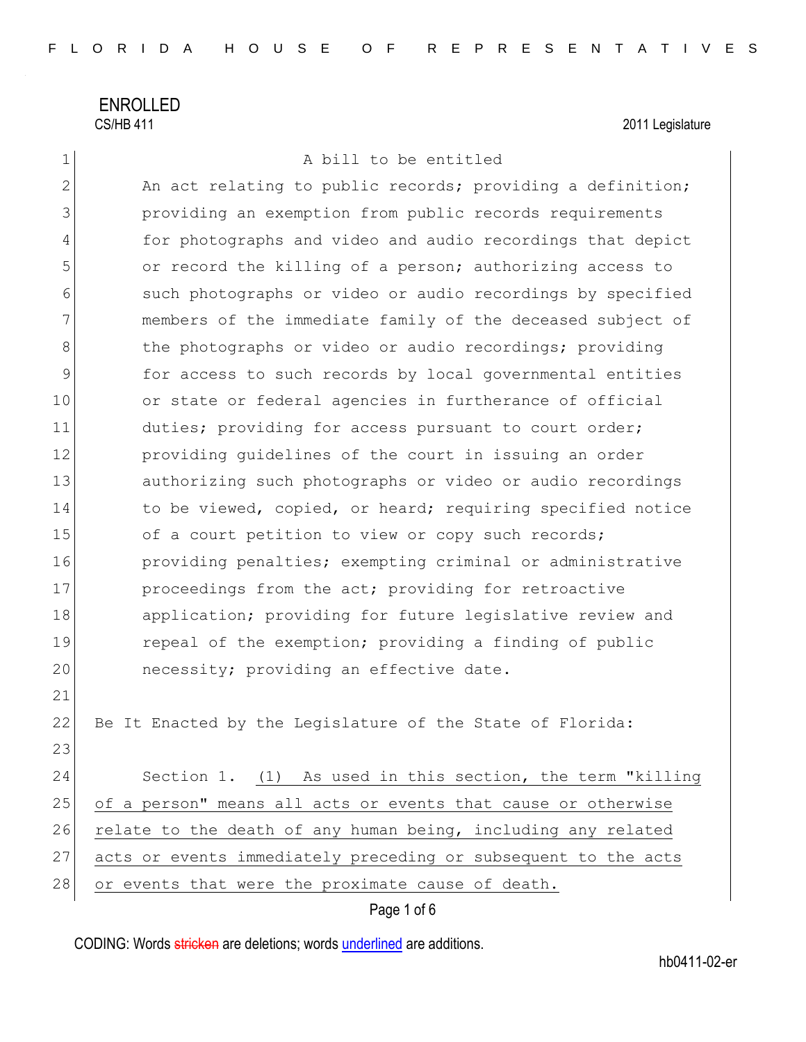ENROLLED

CS/HB 411 2011 Legislature

A bill to be entitled

An act relating to public records; providing a definition; providing an exemption from public records requirements for photographs and video and audio recordings that depict or record the killing of a person; authorizing access to such photographs or video or audio recordings by specified members of the immediate family of the deceased subject of the photographs or video or audio recordings; providing for access to such records by local governmental entities or state or federal agencies in furtherance of official duties; providing for access pursuant to court order; providing guidelines of the court in issuing an order authorizing such photographs or video or audio recordings to be viewed, copied, or heard; requiring specified notice of a court petition to view or copy such records; providing penalties; exempting criminal or administrative proceedings from the act; providing for retroactive application; providing for future legislative review and repeal of the exemption; providing a finding of public necessity; providing an effective date.

Be It Enacted by the Legislature of the State of Florida:

Section 1. (1) As used in this section, the term "killing of a person" means all acts or events that cause or otherwise relate to the death of any human being, including any related acts or events immediately preceding or subsequent to the acts or events that were the proximate cause of death.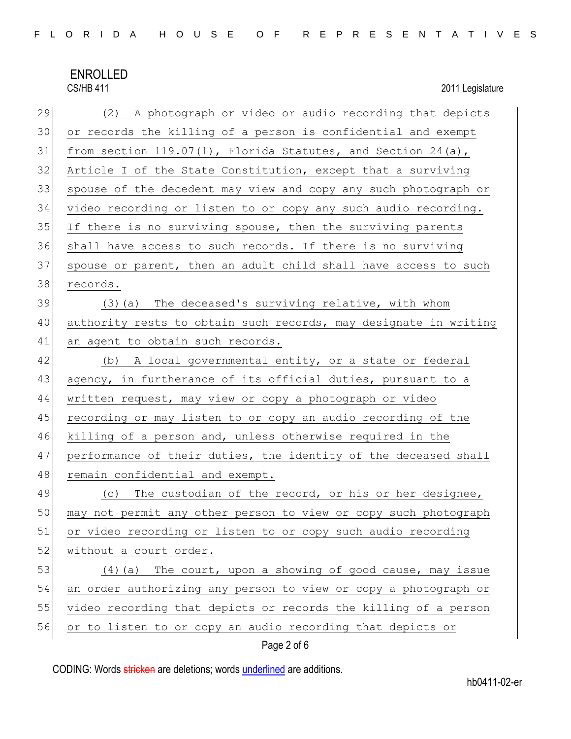(2) A photograph or video or audio recording that depicts or records the killing of a person is confidential and exempt from section 119.07(1), Florida Statutes, and Section 24(a), Article I of the State Constitution, except that a surviving spouse of the decedent may view and copy any such photograph or video recording or listen to or copy any such audio recording. If there is no surviving spouse, then the surviving parents shall have access to such records. If there is no surviving spouse or parent, then an adult child shall have access to such records.

(3)(a) The deceased's surviving relative, with whom authority rests to obtain such records, may designate in writing an agent to obtain such records.

(b) A local governmental entity, or a state or federal agency, in furtherance of its official duties, pursuant to a written request, may view or copy a photograph or video recording or may listen to or copy an audio recording of the killing of a person and, unless otherwise required in the performance of their duties, the identity of the deceased shall remain confidential and exempt.

(c) The custodian of the record, or his or her designee, may not permit any other person to view or copy such photograph or video recording or listen to or copy such audio recording without a court order.

(4)(a) The court, upon a showing of good cause, may issue an order authorizing any person to view or copy a photograph or video recording that depicts or records the killing of a person or to listen to or copy an audio recording that depicts or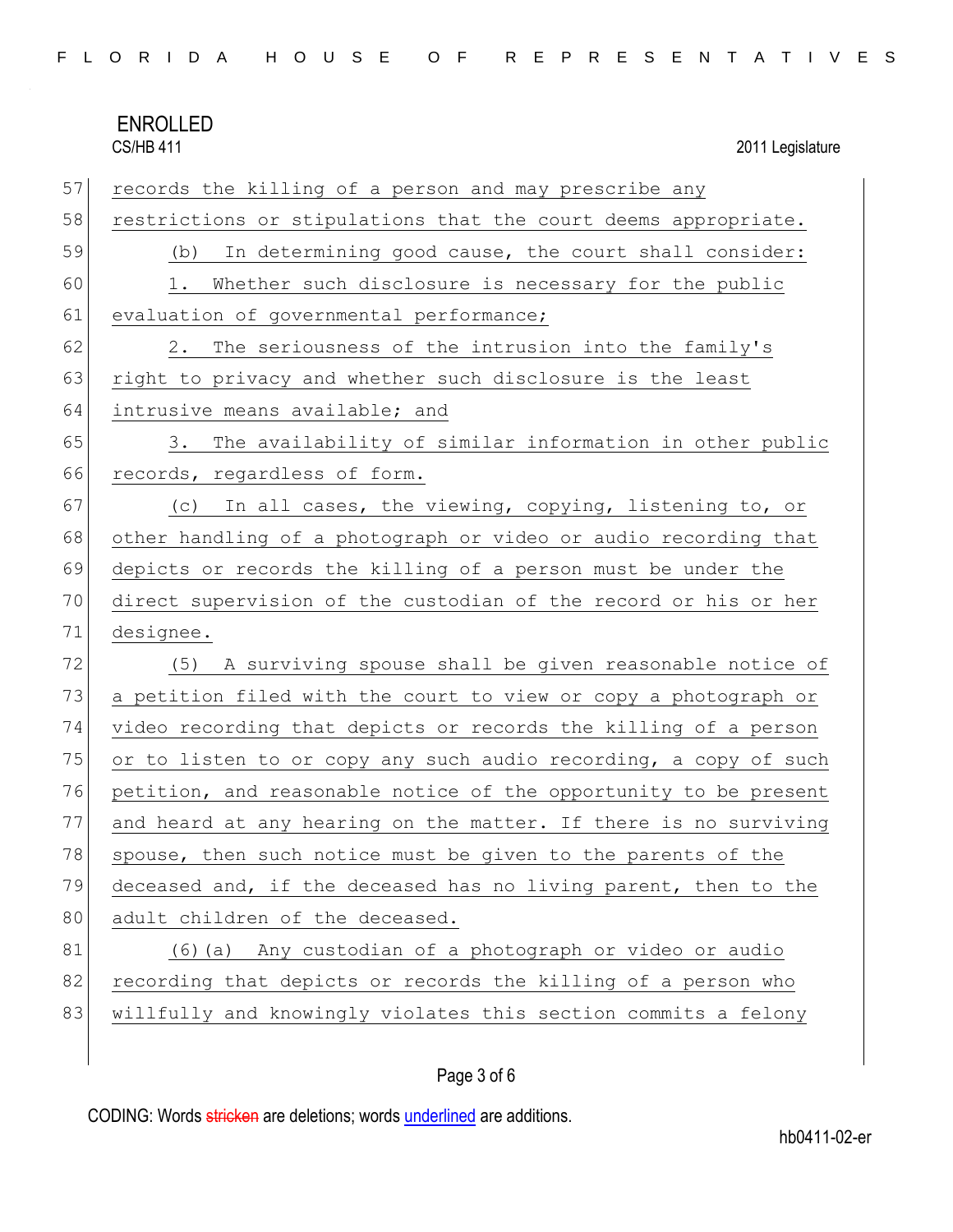records the killing of a person and may prescribe any restrictions or stipulations that the court deems appropriate.

(b) In determining good cause, the court shall consider:

1. Whether such disclosure is necessary for the public evaluation of governmental performance;

2. The seriousness of the intrusion into the family's right to privacy and whether such disclosure is the least intrusive means available; and

3. The availability of similar information in other public records, regardless of form.

(c) In all cases, the viewing, copying, listening to, or other handling of a photograph or video or audio recording that depicts or records the killing of a person must be under the direct supervision of the custodian of the record or his or her designee.

(5) A surviving spouse shall be given reasonable notice of a petition filed with the court to view or copy a photograph or video recording that depicts or records the killing of a person or to listen to or copy any such audio recording, a copy of such petition, and reasonable notice of the opportunity to be present and heard at any hearing on the matter. If there is no surviving spouse, then such notice must be given to the parents of the deceased and, if the deceased has no living parent, then to the adult children of the deceased.

(6)(a) Any custodian of a photograph or video or audio recording that depicts or records the killing of a person who willfully and knowingly violates this section commits a felony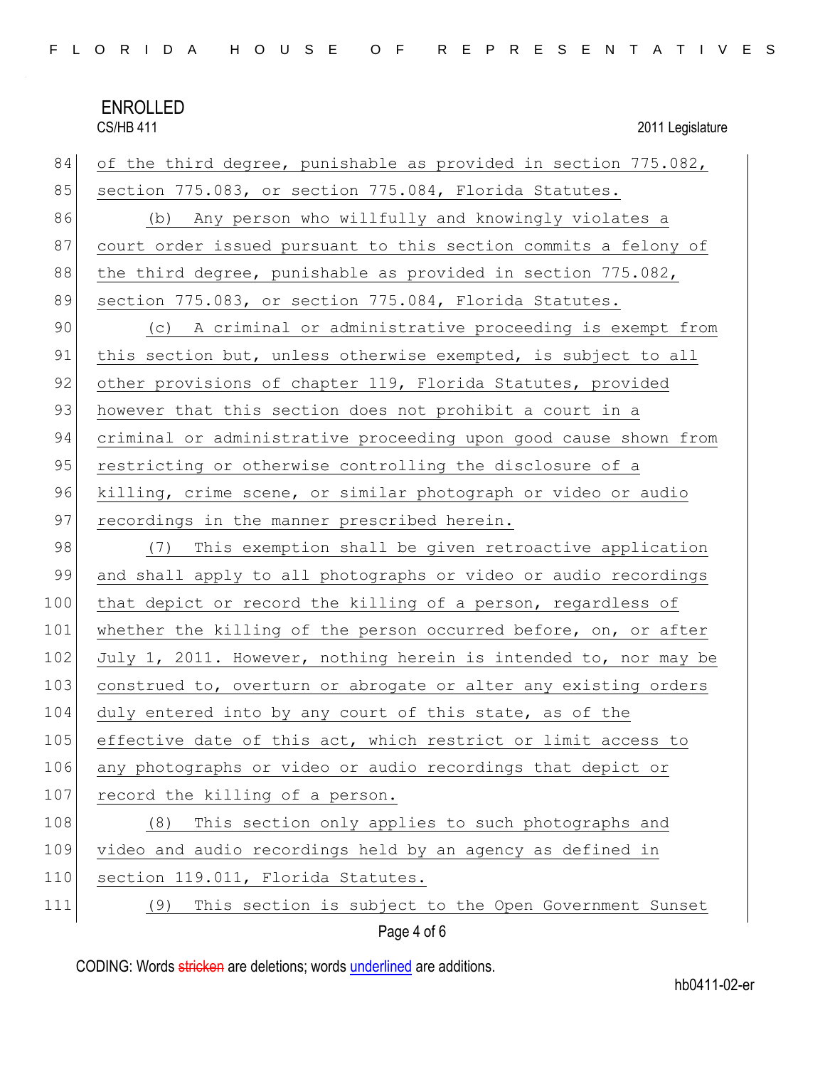of the third degree, punishable as provided in section 775.082, section 775.083, or section 775.084, Florida Statutes.

(b) Any person who willfully and knowingly violates a court order issued pursuant to this section commits a felony of the third degree, punishable as provided in section 775.082, section 775.083, or section 775.084, Florida Statutes.

(c) A criminal or administrative proceeding is exempt from this section but, unless otherwise exempted, is subject to all other provisions of chapter 119, Florida Statutes, provided however that this section does not prohibit a court in a criminal or administrative proceeding upon good cause shown from restricting or otherwise controlling the disclosure of a killing, crime scene, or similar photograph or video or audio recordings in the manner prescribed herein.

(7) This exemption shall be given retroactive application and shall apply to all photographs or video or audio recordings that depict or record the killing of a person, regardless of whether the killing of the person occurred before, on, or after July 1, 2011. However, nothing herein is intended to, nor may be construed to, overturn or abrogate or alter any existing orders duly entered into by any court of this state, as of the effective date of this act, which restrict or limit access to any photographs or video or audio recordings that depict or record the killing of a person.

(8) This section only applies to such photographs and video and audio recordings held by an agency as defined in section 119.011, Florida Statutes.

(9) This section is subject to the Open Government Sunset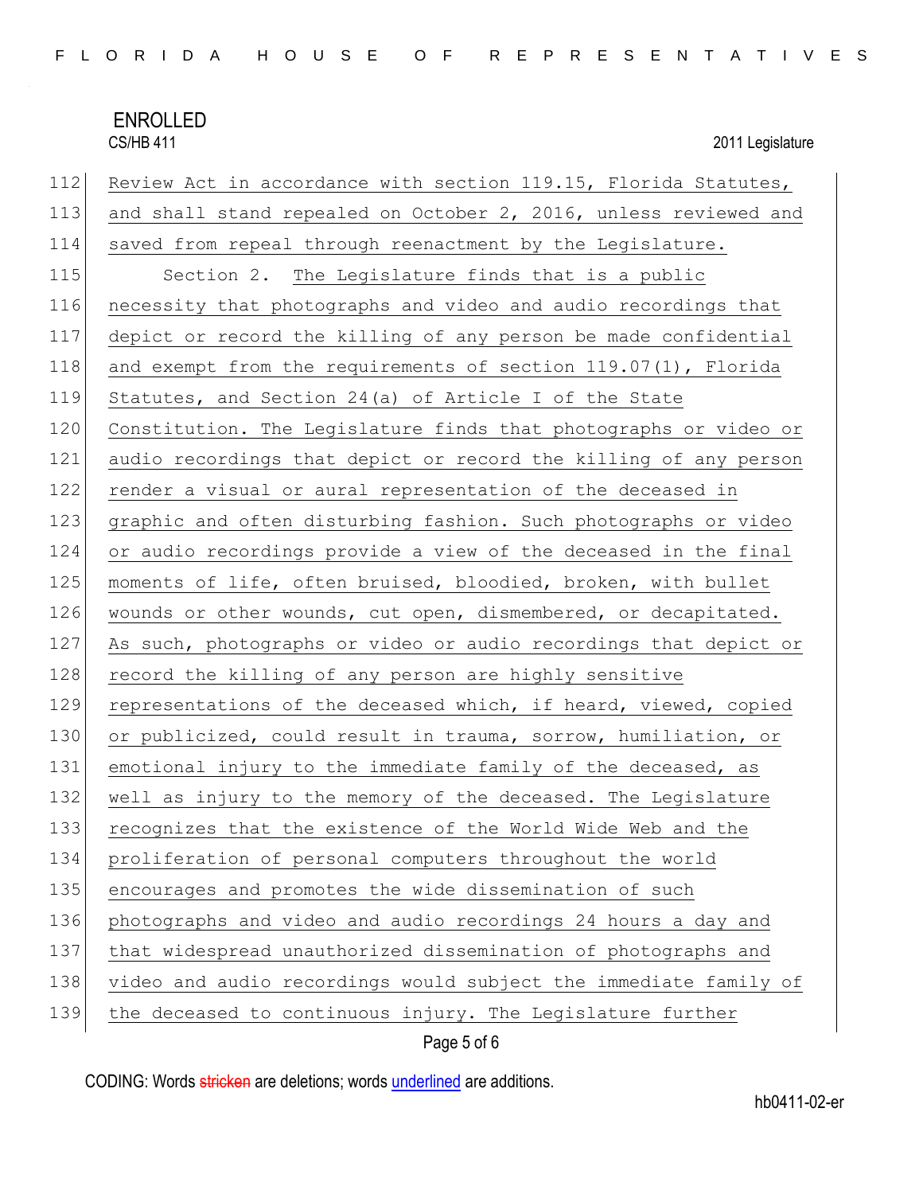Review Act in accordance with section 119.15, Florida Statutes, and shall stand repealed on October 2, 2016, unless reviewed and saved from repeal through reenactment by the Legislature.

Section 2. The Legislature finds that is a public necessity that photographs and video and audio recordings that depict or record the killing of any person be made confidential and exempt from the requirements of section 119.07(1), Florida Statutes, and Section 24(a) of Article I of the State Constitution. The Legislature finds that photographs or video or audio recordings that depict or record the killing of any person render a visual or aural representation of the deceased in graphic and often disturbing fashion. Such photographs or video or audio recordings provide a view of the deceased in the final moments of life, often bruised, bloodied, broken, with bullet wounds or other wounds, cut open, dismembered, or decapitated. As such, photographs or video or audio recordings that depict or record the killing of any person are highly sensitive representations of the deceased which, if heard, viewed, copied or publicized, could result in trauma, sorrow, humiliation, or emotional injury to the immediate family of the deceased, as well as injury to the memory of the deceased. The Legislature recognizes that the existence of the World Wide Web and the proliferation of personal computers throughout the world encourages and promotes the wide dissemination of such photographs and video and audio recordings 24 hours a day and that widespread unauthorized dissemination of photographs and video and audio recordings would subject the immediate family of the deceased to continuous injury. The Legislature further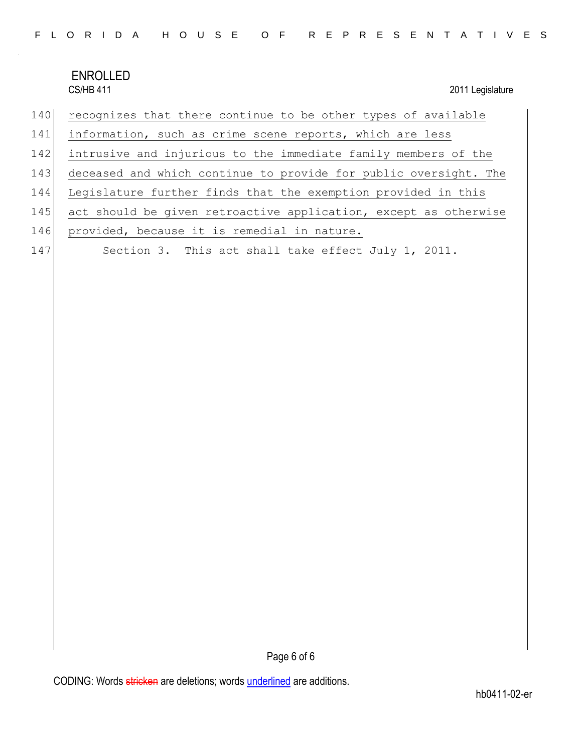recognizes that there continue to be other types of available information, such as crime scene reports, which are less intrusive and injurious to the immediate family members of the deceased and which continue to provide for public oversight. The Legislature further finds that the exemption provided in this act should be given retroactive application, except as otherwise provided, because it is remedial in nature.

Section 3. This act shall take effect July 1, 2011.